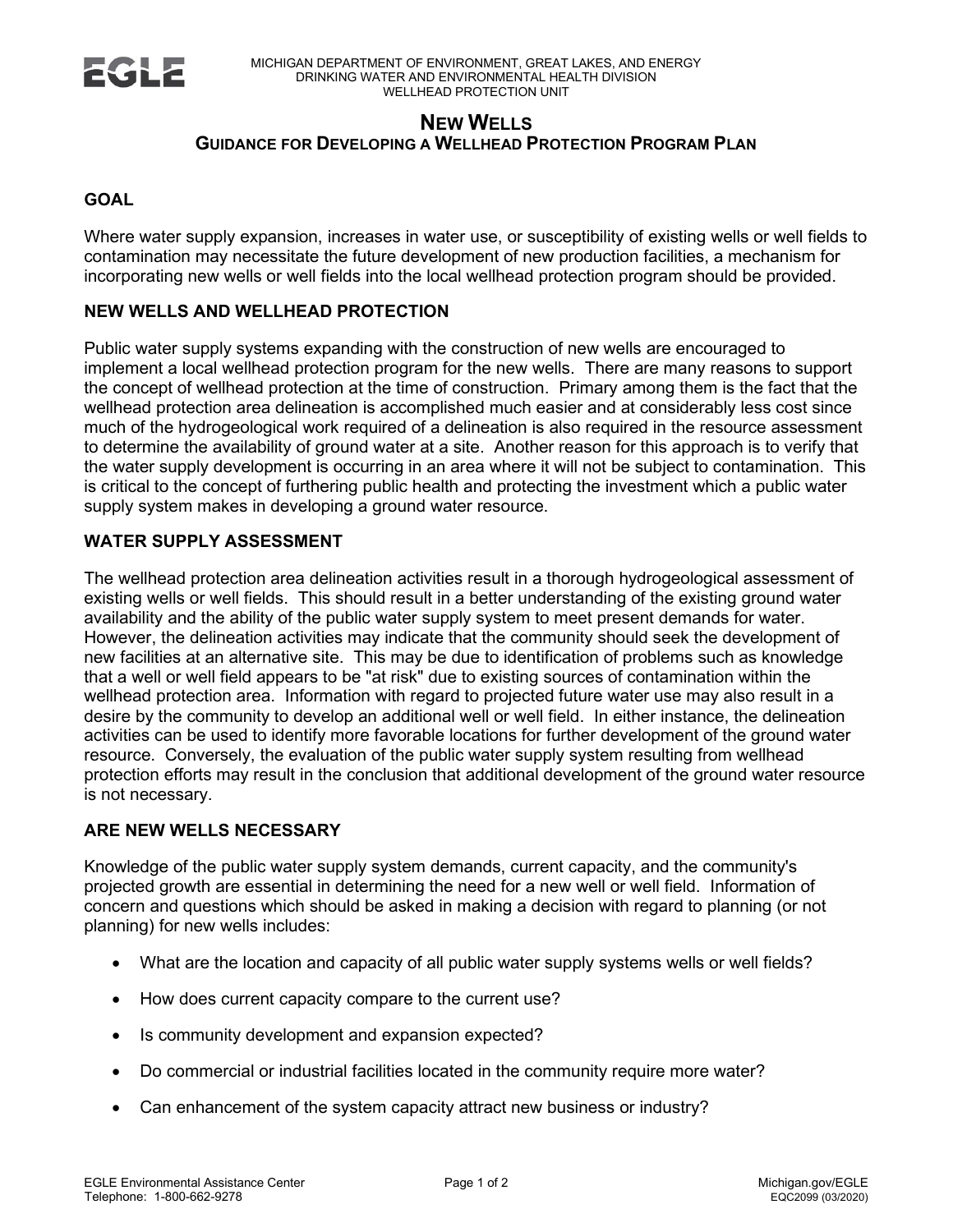MICHIGAN DEPARTMENT OF ENVIRONMENT, GREAT LAKES, AND ENERGY
DRINKING WATER AND ENVIRONMENTAL HEALTH DIVISION
WELLHEAD PROTECTION UNIT

# NEW WELLS
## GUIDANCE FOR DEVELOPING A WELLHEAD PROTECTION PROGRAM PLAN

### GOAL

Where water supply expansion, increases in water use, or susceptibility of existing wells or well fields to contamination may necessitate the future development of new production facilities, a mechanism for incorporating new wells or well fields into the local wellhead protection program should be provided.

### NEW WELLS AND WELLHEAD PROTECTION

Public water supply systems expanding with the construction of new wells are encouraged to implement a local wellhead protection program for the new wells. There are many reasons to support the concept of wellhead protection at the time of construction. Primary among them is the fact that the wellhead protection area delineation is accomplished much easier and at considerably less cost since much of the hydrogeological work required of a delineation is also required in the resource assessment to determine the availability of ground water at a site. Another reason for this approach is to verify that the water supply development is occurring in an area where it will not be subject to contamination. This is critical to the concept of furthering public health and protecting the investment which a public water supply system makes in developing a ground water resource.

### WATER SUPPLY ASSESSMENT

The wellhead protection area delineation activities result in a thorough hydrogeological assessment of existing wells or well fields. This should result in a better understanding of the existing ground water availability and the ability of the public water supply system to meet present demands for water. However, the delineation activities may indicate that the community should seek the development of new facilities at an alternative site. This may be due to identification of problems such as knowledge that a well or well field appears to be "at risk" due to existing sources of contamination within the wellhead protection area. Information with regard to projected future water use may also result in a desire by the community to develop an additional well or well field. In either instance, the delineation activities can be used to identify more favorable locations for further development of the ground water resource. Conversely, the evaluation of the public water supply system resulting from wellhead protection efforts may result in the conclusion that additional development of the ground water resource is not necessary.

### ARE NEW WELLS NECESSARY

Knowledge of the public water supply system demands, current capacity, and the community's projected growth are essential in determining the need for a new well or well field. Information of concern and questions which should be asked in making a decision with regard to planning (or not planning) for new wells includes:

- What are the location and capacity of all public water supply systems wells or well fields?
- How does current capacity compare to the current use?
- Is community development and expansion expected?
- Do commercial or industrial facilities located in the community require more water?
- Can enhancement of the system capacity attract new business or industry?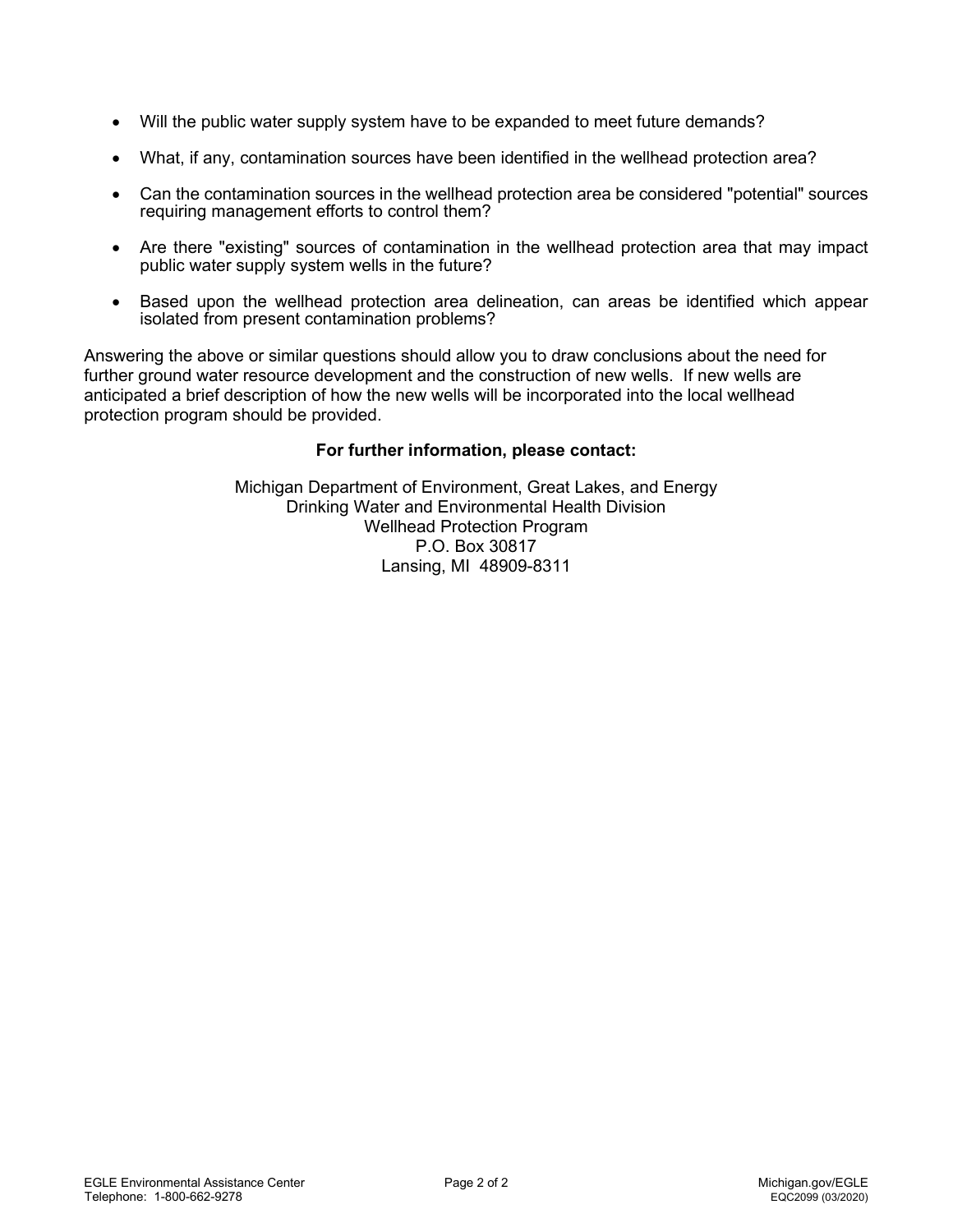- Will the public water supply system have to be expanded to meet future demands?
- What, if any, contamination sources have been identified in the wellhead protection area?
- Can the contamination sources in the wellhead protection area be considered "potential" sources requiring management efforts to control them?
- Are there "existing" sources of contamination in the wellhead protection area that may impact public water supply system wells in the future?
- Based upon the wellhead protection area delineation, can areas be identified which appear isolated from present contamination problems?

Answering the above or similar questions should allow you to draw conclusions about the need for further ground water resource development and the construction of new wells. If new wells are anticipated a brief description of how the new wells will be incorporated into the local wellhead protection program should be provided.

**For further information, please contact:**

Michigan Department of Environment, Great Lakes, and Energy
Drinking Water and Environmental Health Division
Wellhead Protection Program
P.O. Box 30817
Lansing, MI 48909-8311